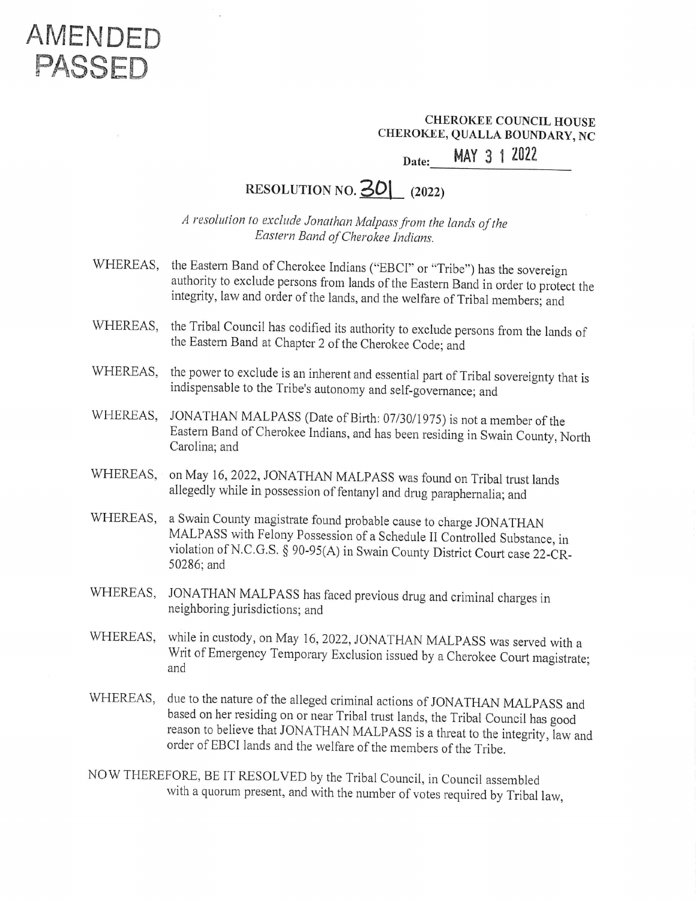AMENDED
PASSED

**CHEROKEE COUNCIL HOUSE**
**CHEROKEE, QUALLA BOUNDARY, NC**

**Date:** MAY 3 1 2022

# RESOLUTION NO. 301 (2022)

*A resolution to exclude Jonathan Malpass from the lands of the Eastern Band of Cherokee Indians.*

WHEREAS, the Eastern Band of Cherokee Indians ("EBCI" or "Tribe") has the sovereign authority to exclude persons from lands of the Eastern Band in order to protect the integrity, law and order of the lands, and the welfare of Tribal members; and

WHEREAS, the Tribal Council has codified its authority to exclude persons from the lands of the Eastern Band at Chapter 2 of the Cherokee Code; and

WHEREAS, the power to exclude is an inherent and essential part of Tribal sovereignty that is indispensable to the Tribe's autonomy and self-governance; and

WHEREAS, JONATHAN MALPASS (Date of Birth: 07/30/1975) is not a member of the Eastern Band of Cherokee Indians, and has been residing in Swain County, North Carolina; and

WHEREAS, on May 16, 2022, JONATHAN MALPASS was found on Tribal trust lands allegedly while in possession of fentanyl and drug paraphernalia; and

WHEREAS, a Swain County magistrate found probable cause to charge JONATHAN MALPASS with Felony Possession of a Schedule II Controlled Substance, in violation of N.C.G.S. § 90-95(A) in Swain County District Court case 22-CR-50286; and

WHEREAS, JONATHAN MALPASS has faced previous drug and criminal charges in neighboring jurisdictions; and

WHEREAS, while in custody, on May 16, 2022, JONATHAN MALPASS was served with a Writ of Emergency Temporary Exclusion issued by a Cherokee Court magistrate; and

WHEREAS, due to the nature of the alleged criminal actions of JONATHAN MALPASS and based on her residing on or near Tribal trust lands, the Tribal Council has good reason to believe that JONATHAN MALPASS is a threat to the integrity, law and order of EBCI lands and the welfare of the members of the Tribe.

NOW THEREFORE, BE IT RESOLVED by the Tribal Council, in Council assembled with a quorum present, and with the number of votes required by Tribal law,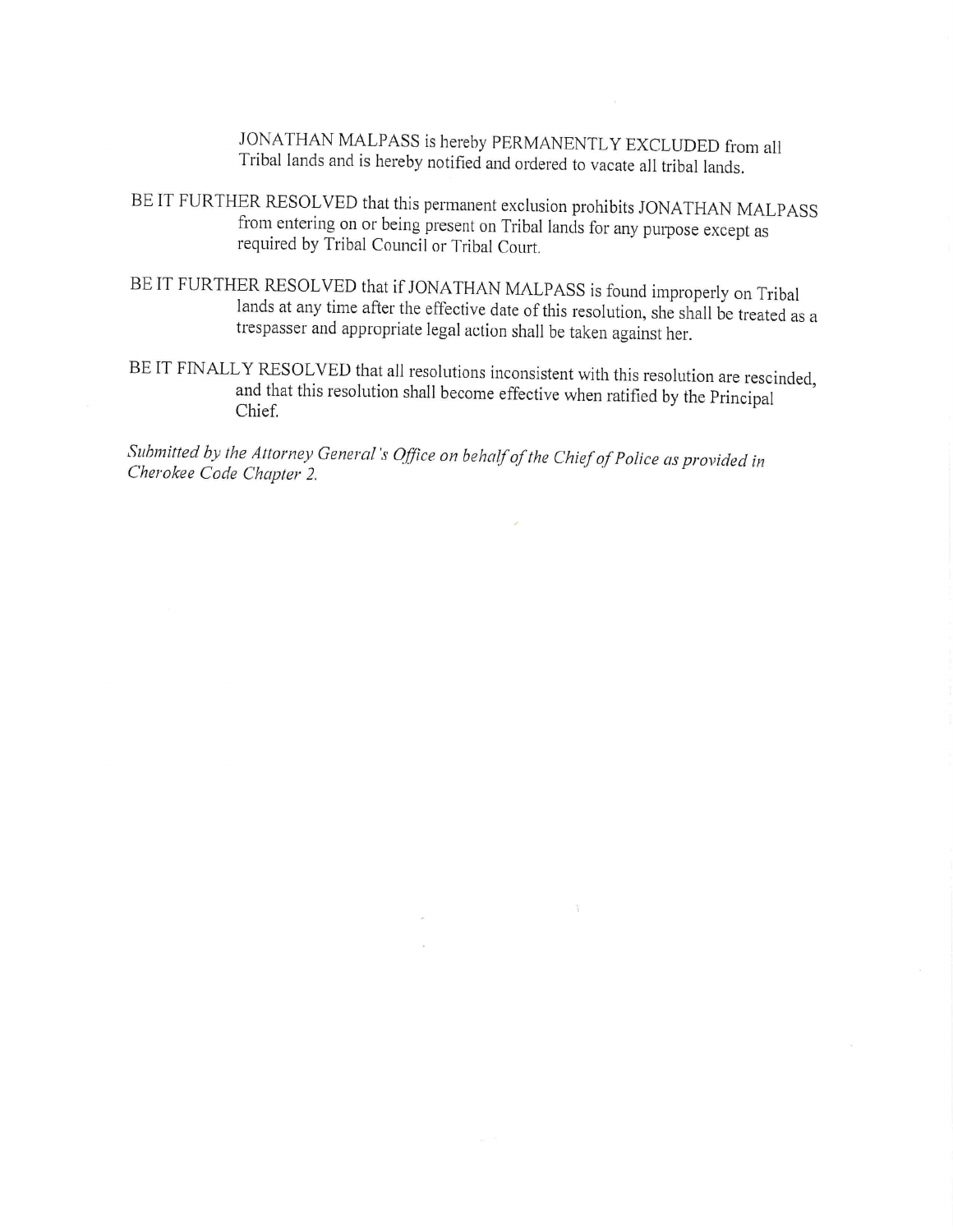JONATHAN MALPASS is hereby PERMANENTLY EXCLUDED from all Tribal lands and is hereby notified and ordered to vacate all tribal lands.

BE IT FURTHER RESOLVED that this permanent exclusion prohibits JONATHAN MALPASS from entering on or being present on Tribal lands for any purpose except as required by Tribal Council or Tribal Court.

BE IT FURTHER RESOLVED that if JONATHAN MALPASS is found improperly on Tribal lands at any time after the effective date of this resolution, she shall be treated as a trespasser and appropriate legal action shall be taken against her.

BE IT FINALLY RESOLVED that all resolutions inconsistent with this resolution are rescinded, and that this resolution shall become effective when ratified by the Principal Chief.

*Submitted by the Attorney General's Office on behalf of the Chief of Police as provided in Cherokee Code Chapter 2.*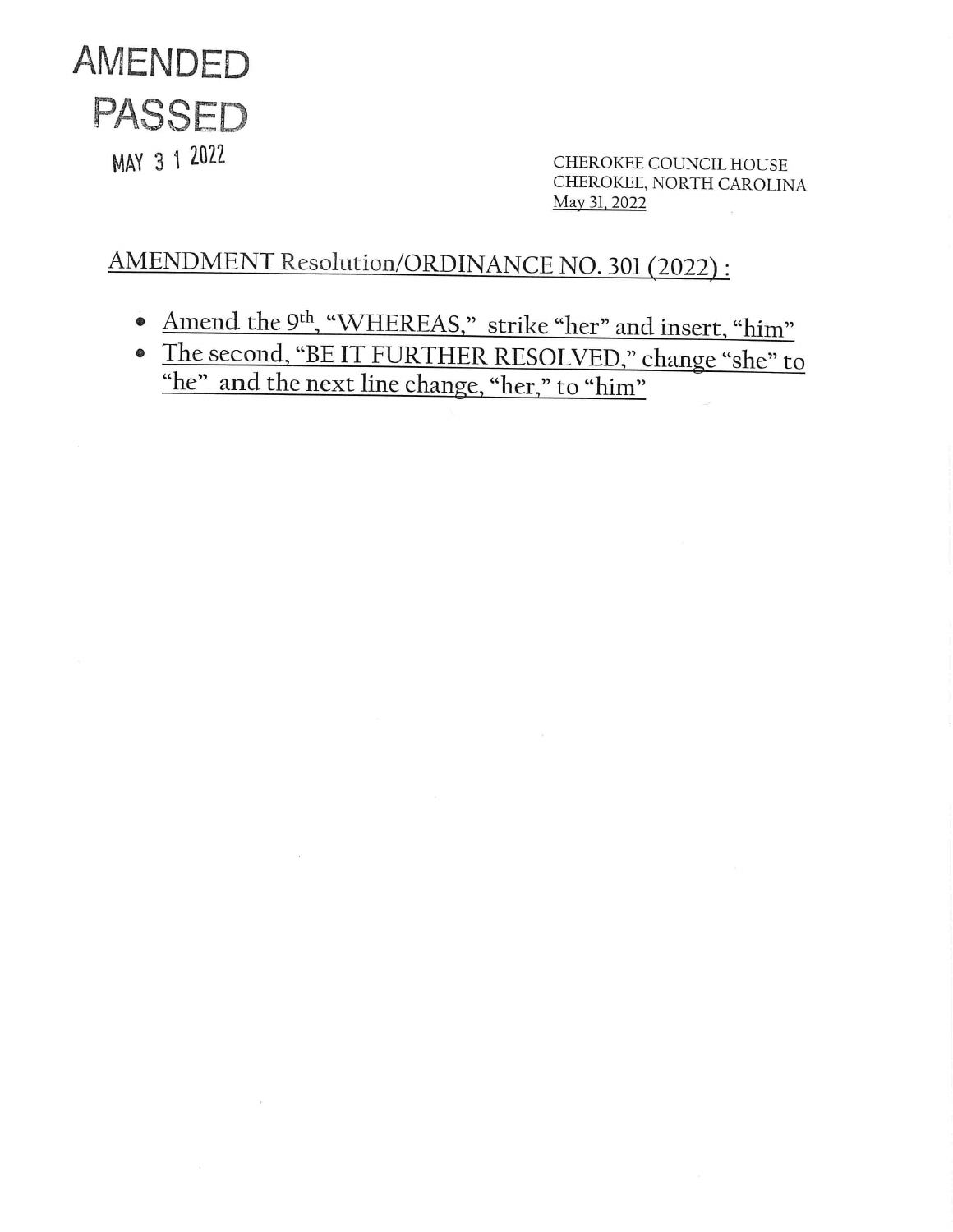AMENDED

PASSED

MAY 31 2022

CHEROKEE COUNCIL HOUSE
CHEROKEE, NORTH CAROLINA
May 31, 2022

## AMENDMENT Resolution/ORDINANCE NO. 301 (2022) :

- Amend the 9th, "WHEREAS," strike "her" and insert, "him"
- The second, "BE IT FURTHER RESOLVED," change "she" to "he" and the next line change, "her," to "him"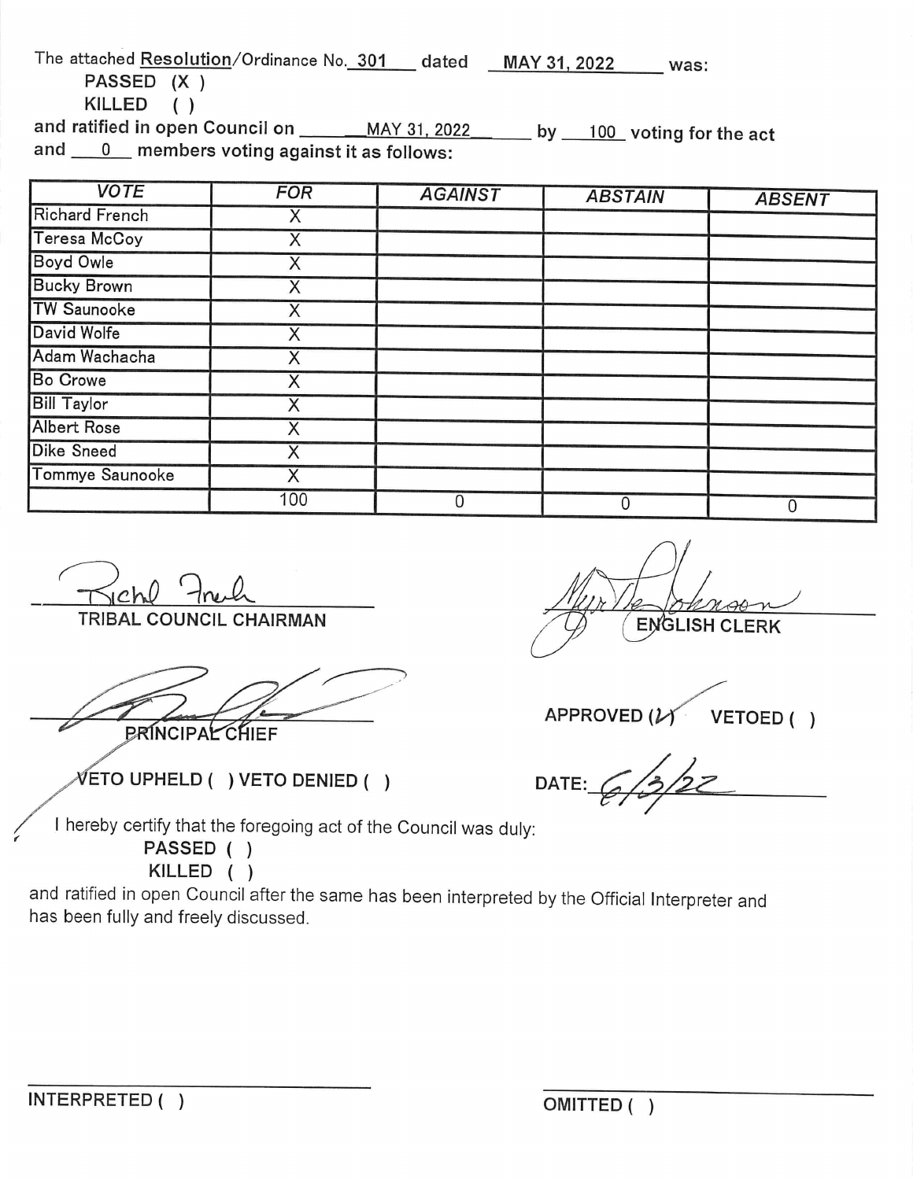The attached Resolution/Ordinance No. 301 dated MAY 31, 2022 was:

PASSED (X)

KILLED ( )

and ratified in open Council on MAY 31, 2022 by 100 voting for the act and 0 members voting against it as follows:

| VOTE | FOR | AGAINST | ABSTAIN | ABSENT |
|---|---|---|---|---|
| Richard French | X | | | |
| Teresa McCoy | X | | | |
| Boyd Owle | X | | | |
| Bucky Brown | X | | | |
| TW Saunooke | X | | | |
| David Wolfe | X | | | |
| Adam Wachacha | X | | | |
| Bo Crowe | X | | | |
| Bill Taylor | X | | | |
| Albert Rose | X | | | |
| Dike Sneed | X | | | |
| Tommye Saunooke | X | | | |
| | 100 | 0 | 0 | 0 |

TRIBAL COUNCIL CHAIRMAN

ENGLISH CLERK

PRINCIPAL CHIEF

APPROVED (✓) VETOED ( )

VETO UPHELD ( ) VETO DENIED ( )

DATE: 6/3/22

I hereby certify that the foregoing act of the Council was duly:

PASSED ( )

KILLED ( )

and ratified in open Council after the same has been interpreted by the Official Interpreter and has been fully and freely discussed.

INTERPRETED ( )

OMITTED ( )